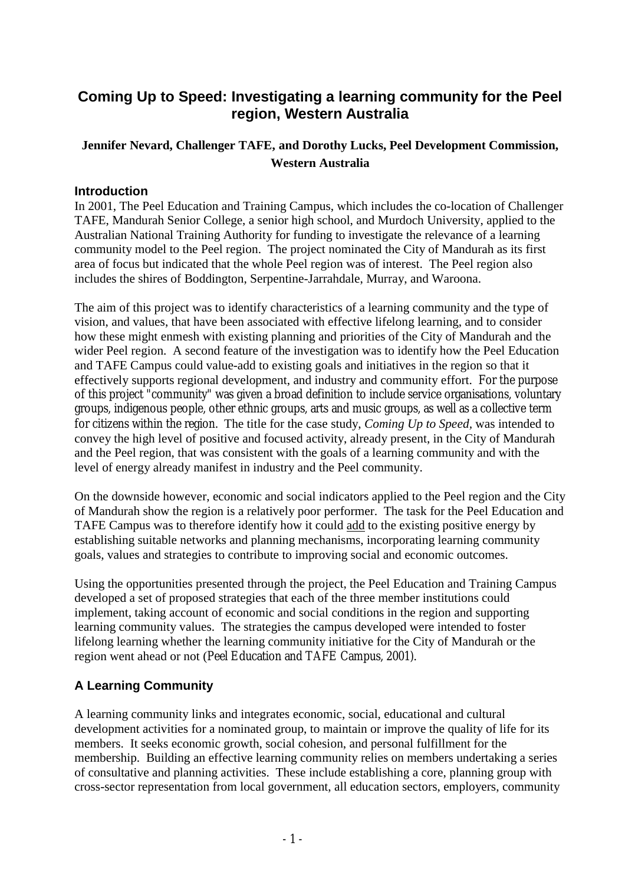# Coming Up to Speed: Investigating a learning community for the Peel region, Western Australia

**Jennifer Nevard, Challenger TAFE, and Dorothy Lucks, Peel Development Commission, Western Australia**

## Introduction

In 2001, The Peel Education and Training Campus, which includes the co-location of Challenger TAFE, Mandurah Senior College, a senior high school, and Murdoch University, applied to the Australian National Training Authority for funding to investigate the relevance of a learning community model to the Peel region. The project nominated the City of Mandurah as its first area of focus but indicated that the whole Peel region was of interest. The Peel region also includes the shires of Boddington, Serpentine-Jarrahdale, Murray, and Waroona.

The aim of this project was to identify characteristics of a learning community and the type of vision, and values, that have been associated with effective lifelong learning, and to consider how these might enmesh with existing planning and priorities of the City of Mandurah and the wider Peel region. A second feature of the investigation was to identify how the Peel Education and TAFE Campus could value-add to existing goals and initiatives in the region so that it effectively supports regional development, and industry and community effort. For the purpose of this project "community" was given a broad definition to include service organisations, voluntary groups, indigenous people, other ethnic groups, arts and music groups, as well as a collective term for citizens within the region. The title for the case study, *Coming Up to Speed,* was intended to convey the high level of positive and focused activity, already present, in the City of Mandurah and the Peel region, that was consistent with the goals of a learning community and with the level of energy already manifest in industry and the Peel community.

On the downside however, economic and social indicators applied to the Peel region and the City of Mandurah show the region is a relatively poor performer. The task for the Peel Education and TAFE Campus was to therefore identify how it could add to the existing positive energy by establishing suitable networks and planning mechanisms, incorporating learning community goals, values and strategies to contribute to improving social and economic outcomes.

Using the opportunities presented through the project, the Peel Education and Training Campus developed a set of proposed strategies that each of the three member institutions could implement, taking account of economic and social conditions in the region and supporting learning community values. The strategies the campus developed were intended to foster lifelong learning whether the learning community initiative for the City of Mandurah or the region went ahead or not (Peel Education and TAFE Campus, 2001).

## A Learning Community

A learning community links and integrates economic, social, educational and cultural development activities for a nominated group, to maintain or improve the quality of life for its members. It seeks economic growth, social cohesion, and personal fulfillment for the membership. Building an effective learning community relies on members undertaking a series of consultative and planning activities. These include establishing a core, planning group with cross-sector representation from local government, all education sectors, employers, community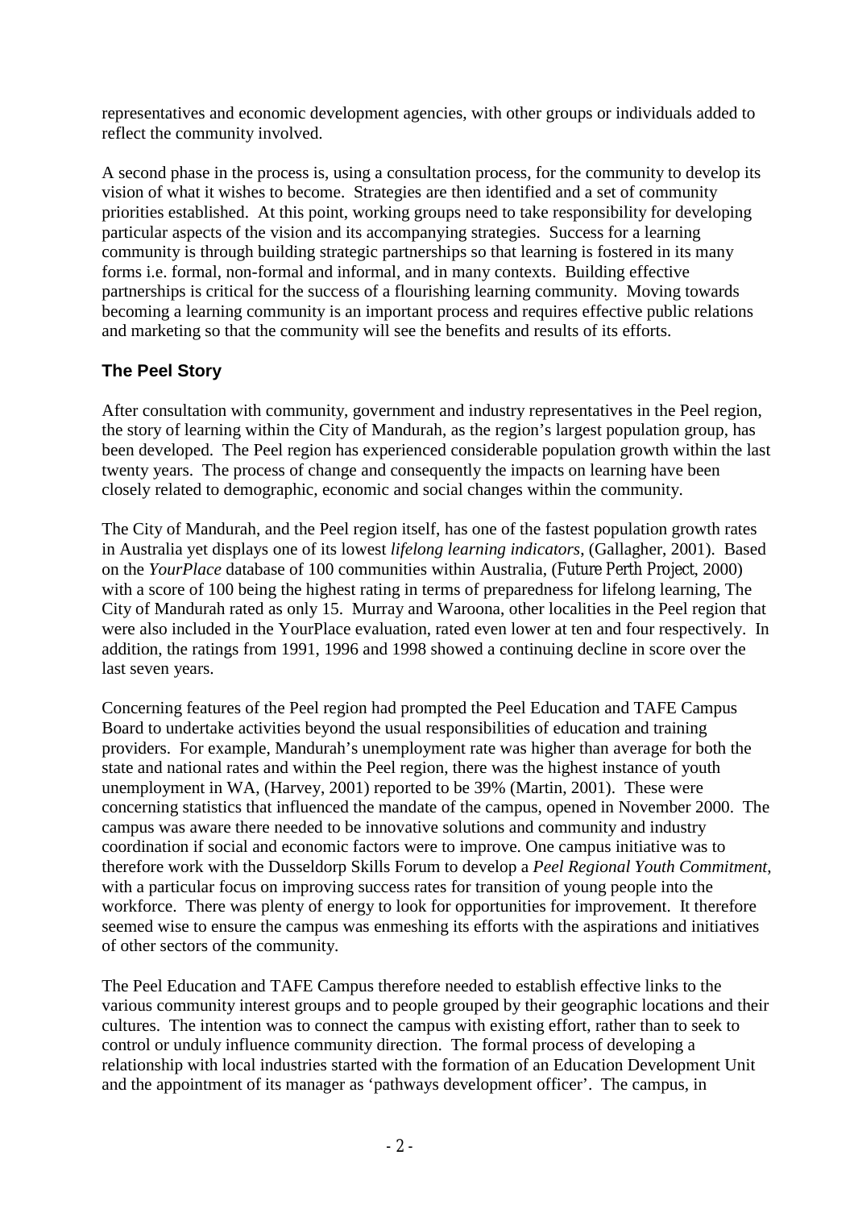representatives and economic development agencies, with other groups or individuals added to reflect the community involved.

A second phase in the process is, using a consultation process, for the community to develop its vision of what it wishes to become. Strategies are then identified and a set of community priorities established. At this point, working groups need to take responsibility for developing particular aspects of the vision and its accompanying strategies. Success for a learning community is through building strategic partnerships so that learning is fostered in its many forms i.e. formal, non-formal and informal, and in many contexts. Building effective partnerships is critical for the success of a flourishing learning community. Moving towards becoming a learning community is an important process and requires effective public relations and marketing so that the community will see the benefits and results of its efforts.

## The Peel Story

After consultation with community, government and industry representatives in the Peel region, the story of learning within the City of Mandurah, as the region's largest population group, has been developed. The Peel region has experienced considerable population growth within the last twenty years. The process of change and consequently the impacts on learning have been closely related to demographic, economic and social changes within the community.

The City of Mandurah, and the Peel region itself, has one of the fastest population growth rates in Australia yet displays one of its lowest *lifelong learning indicators*, (Gallagher, 2001). Based on the *YourPlace* database of 100 communities within Australia, (*Future Perth Project*, 2000) with a score of 100 being the highest rating in terms of preparedness for lifelong learning, The City of Mandurah rated as only 15. Murray and Waroona, other localities in the Peel region that were also included in the YourPlace evaluation, rated even lower at ten and four respectively. In addition, the ratings from 1991, 1996 and 1998 showed a continuing decline in score over the last seven years.

Concerning features of the Peel region had prompted the Peel Education and TAFE Campus Board to undertake activities beyond the usual responsibilities of education and training providers. For example, Mandurah's unemployment rate was higher than average for both the state and national rates and within the Peel region, there was the highest instance of youth unemployment in WA, (Harvey, 2001) reported to be 39% (Martin, 2001). These were concerning statistics that influenced the mandate of the campus, opened in November 2000. The campus was aware there needed to be innovative solutions and community and industry coordination if social and economic factors were to improve. One campus initiative was to therefore work with the Dusseldorp Skills Forum to develop a *Peel Regional Youth Commitment*, with a particular focus on improving success rates for transition of young people into the workforce. There was plenty of energy to look for opportunities for improvement. It therefore seemed wise to ensure the campus was enmeshing its efforts with the aspirations and initiatives of other sectors of the community.

The Peel Education and TAFE Campus therefore needed to establish effective links to the various community interest groups and to people grouped by their geographic locations and their cultures. The intention was to connect the campus with existing effort, rather than to seek to control or unduly influence community direction. The formal process of developing a relationship with local industries started with the formation of an Education Development Unit and the appointment of its manager as 'pathways development officer'. The campus, in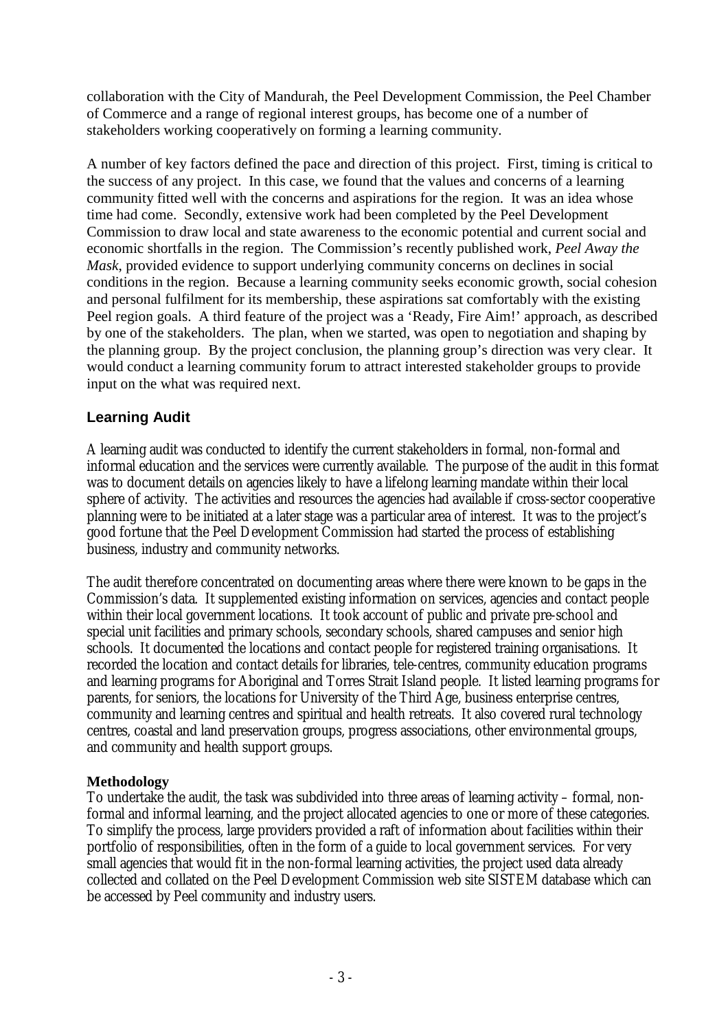collaboration with the City of Mandurah, the Peel Development Commission, the Peel Chamber of Commerce and a range of regional interest groups, has become one of a number of stakeholders working cooperatively on forming a learning community.

A number of key factors defined the pace and direction of this project. First, timing is critical to the success of any project. In this case, we found that the values and concerns of a learning community fitted well with the concerns and aspirations for the region. It was an idea whose time had come. Secondly, extensive work had been completed by the Peel Development Commission to draw local and state awareness to the economic potential and current social and economic shortfalls in the region. The Commission's recently published work, *Peel Away the Mask*, provided evidence to support underlying community concerns on declines in social conditions in the region. Because a learning community seeks economic growth, social cohesion and personal fulfilment for its membership, these aspirations sat comfortably with the existing Peel region goals. A third feature of the project was a 'Ready, Fire Aim!' approach, as described by one of the stakeholders. The plan, when we started, was open to negotiation and shaping by the planning group. By the project conclusion, the planning group's direction was very clear. It would conduct a learning community forum to attract interested stakeholder groups to provide input on the what was required next.

## Learning Audit

A learning audit was conducted to identify the current stakeholders in formal, non-formal and informal education and the services were currently available. The purpose of the audit in this format was to document details on agencies likely to have a lifelong learning mandate within their local sphere of activity. The activities and resources the agencies had available if cross-sector cooperative planning were to be initiated at a later stage was a particular area of interest. It was to the project's good fortune that the Peel Development Commission had started the process of establishing business, industry and community networks.

The audit therefore concentrated on documenting areas where there were known to be gaps in the Commission's data. It supplemented existing information on services, agencies and contact people within their local government locations. It took account of public and private pre-school and special unit facilities and primary schools, secondary schools, shared campuses and senior high schools. It documented the locations and contact people for registered training organisations. It recorded the location and contact details for libraries, tele-centres, community education programs and learning programs for Aboriginal and Torres Strait Island people. It listed learning programs for parents, for seniors, the locations for University of the Third Age, business enterprise centres, community and learning centres and spiritual and health retreats. It also covered rural technology centres, coastal and land preservation groups, progress associations, other environmental groups, and community and health support groups.

### Methodology

To undertake the audit, the task was subdivided into three areas of learning activity – formal, non-formal and informal learning, and the project allocated agencies to one or more of these categories. To simplify the process, large providers provided a raft of information about facilities within their portfolio of responsibilities, often in the form of a guide to local government services. For very small agencies that would fit in the non-formal learning activities, the project used data already collected and collated on the Peel Development Commission web site SISTEM database which can be accessed by Peel community and industry users.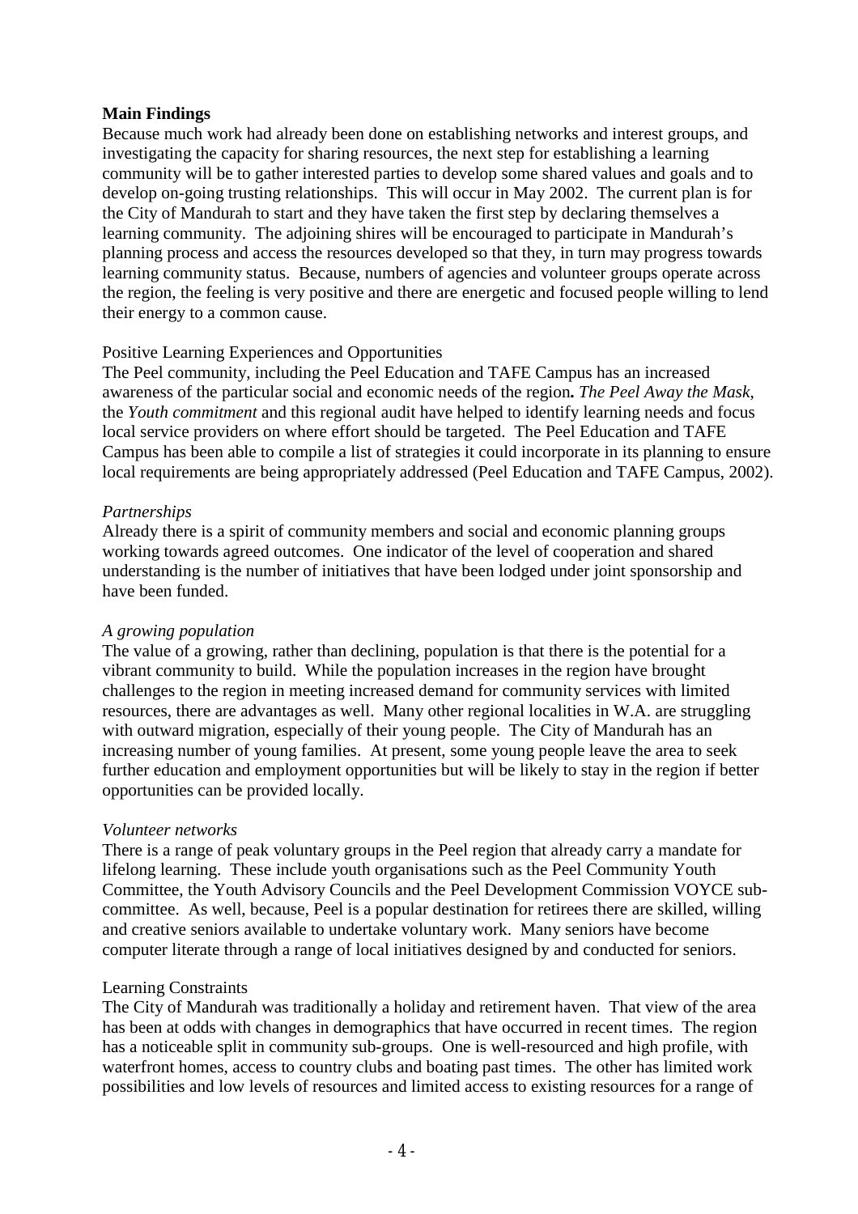**Main Findings**

Because much work had already been done on establishing networks and interest groups, and investigating the capacity for sharing resources, the next step for establishing a learning community will be to gather interested parties to develop some shared values and goals and to develop on-going trusting relationships. This will occur in May 2002. The current plan is for the City of Mandurah to start and they have taken the first step by declaring themselves a learning community. The adjoining shires will be encouraged to participate in Mandurah's planning process and access the resources developed so that they, in turn may progress towards learning community status. Because, numbers of agencies and volunteer groups operate across the region, the feeling is very positive and there are energetic and focused people willing to lend their energy to a common cause.

Positive Learning Experiences and Opportunities

The Peel community, including the Peel Education and TAFE Campus has an increased awareness of the particular social and economic needs of the region**.** *The Peel Away the Mask*, the *Youth commitment* and this regional audit have helped to identify learning needs and focus local service providers on where effort should be targeted. The Peel Education and TAFE Campus has been able to compile a list of strategies it could incorporate in its planning to ensure local requirements are being appropriately addressed (Peel Education and TAFE Campus, 2002).

*Partnerships*

Already there is a spirit of community members and social and economic planning groups working towards agreed outcomes. One indicator of the level of cooperation and shared understanding is the number of initiatives that have been lodged under joint sponsorship and have been funded.

*A growing population*

The value of a growing, rather than declining, population is that there is the potential for a vibrant community to build. While the population increases in the region have brought challenges to the region in meeting increased demand for community services with limited resources, there are advantages as well. Many other regional localities in W.A. are struggling with outward migration, especially of their young people. The City of Mandurah has an increasing number of young families. At present, some young people leave the area to seek further education and employment opportunities but will be likely to stay in the region if better opportunities can be provided locally.

*Volunteer networks*

There is a range of peak voluntary groups in the Peel region that already carry a mandate for lifelong learning. These include youth organisations such as the Peel Community Youth Committee, the Youth Advisory Councils and the Peel Development Commission VOYCE sub-committee. As well, because, Peel is a popular destination for retirees there are skilled, willing and creative seniors available to undertake voluntary work. Many seniors have become computer literate through a range of local initiatives designed by and conducted for seniors.

Learning Constraints

The City of Mandurah was traditionally a holiday and retirement haven. That view of the area has been at odds with changes in demographics that have occurred in recent times. The region has a noticeable split in community sub-groups. One is well-resourced and high profile, with waterfront homes, access to country clubs and boating past times. The other has limited work possibilities and low levels of resources and limited access to existing resources for a range of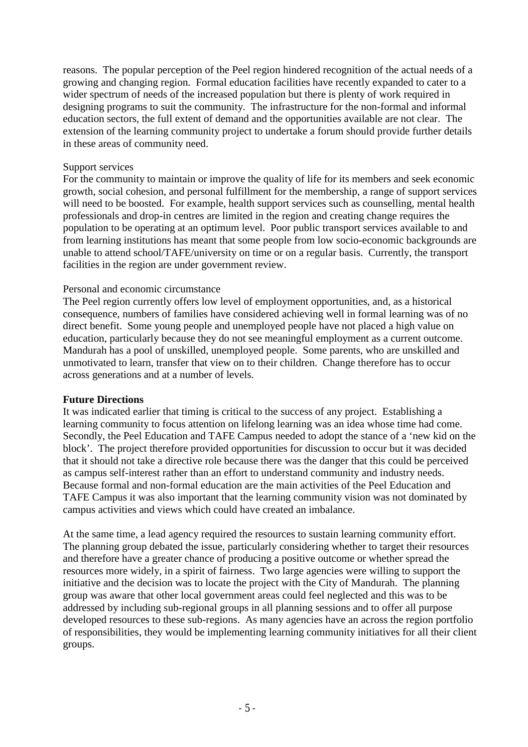reasons. The popular perception of the Peel region hindered recognition of the actual needs of a growing and changing region. Formal education facilities have recently expanded to cater to a wider spectrum of needs of the increased population but there is plenty of work required in designing programs to suit the community. The infrastructure for the non-formal and informal education sectors, the full extent of demand and the opportunities available are not clear. The extension of the learning community project to undertake a forum should provide further details in these areas of community need.

Support services

For the community to maintain or improve the quality of life for its members and seek economic growth, social cohesion, and personal fulfillment for the membership, a range of support services will need to be boosted. For example, health support services such as counselling, mental health professionals and drop-in centres are limited in the region and creating change requires the population to be operating at an optimum level. Poor public transport services available to and from learning institutions has meant that some people from low socio-economic backgrounds are unable to attend school/TAFE/university on time or on a regular basis. Currently, the transport facilities in the region are under government review.

Personal and economic circumstance

The Peel region currently offers low level of employment opportunities, and, as a historical consequence, numbers of families have considered achieving well in formal learning was of no direct benefit. Some young people and unemployed people have not placed a high value on education, particularly because they do not see meaningful employment as a current outcome. Mandurah has a pool of unskilled, unemployed people. Some parents, who are unskilled and unmotivated to learn, transfer that view on to their children. Change therefore has to occur across generations and at a number of levels.

**Future Directions**

It was indicated earlier that timing is critical to the success of any project. Establishing a learning community to focus attention on lifelong learning was an idea whose time had come. Secondly, the Peel Education and TAFE Campus needed to adopt the stance of a 'new kid on the block'. The project therefore provided opportunities for discussion to occur but it was decided that it should not take a directive role because there was the danger that this could be perceived as campus self-interest rather than an effort to understand community and industry needs. Because formal and non-formal education are the main activities of the Peel Education and TAFE Campus it was also important that the learning community vision was not dominated by campus activities and views which could have created an imbalance.

At the same time, a lead agency required the resources to sustain learning community effort. The planning group debated the issue, particularly considering whether to target their resources and therefore have a greater chance of producing a positive outcome or whether spread the resources more widely, in a spirit of fairness. Two large agencies were willing to support the initiative and the decision was to locate the project with the City of Mandurah. The planning group was aware that other local government areas could feel neglected and this was to be addressed by including sub-regional groups in all planning sessions and to offer all purpose developed resources to these sub-regions. As many agencies have an across the region portfolio of responsibilities, they would be implementing learning community initiatives for all their client groups.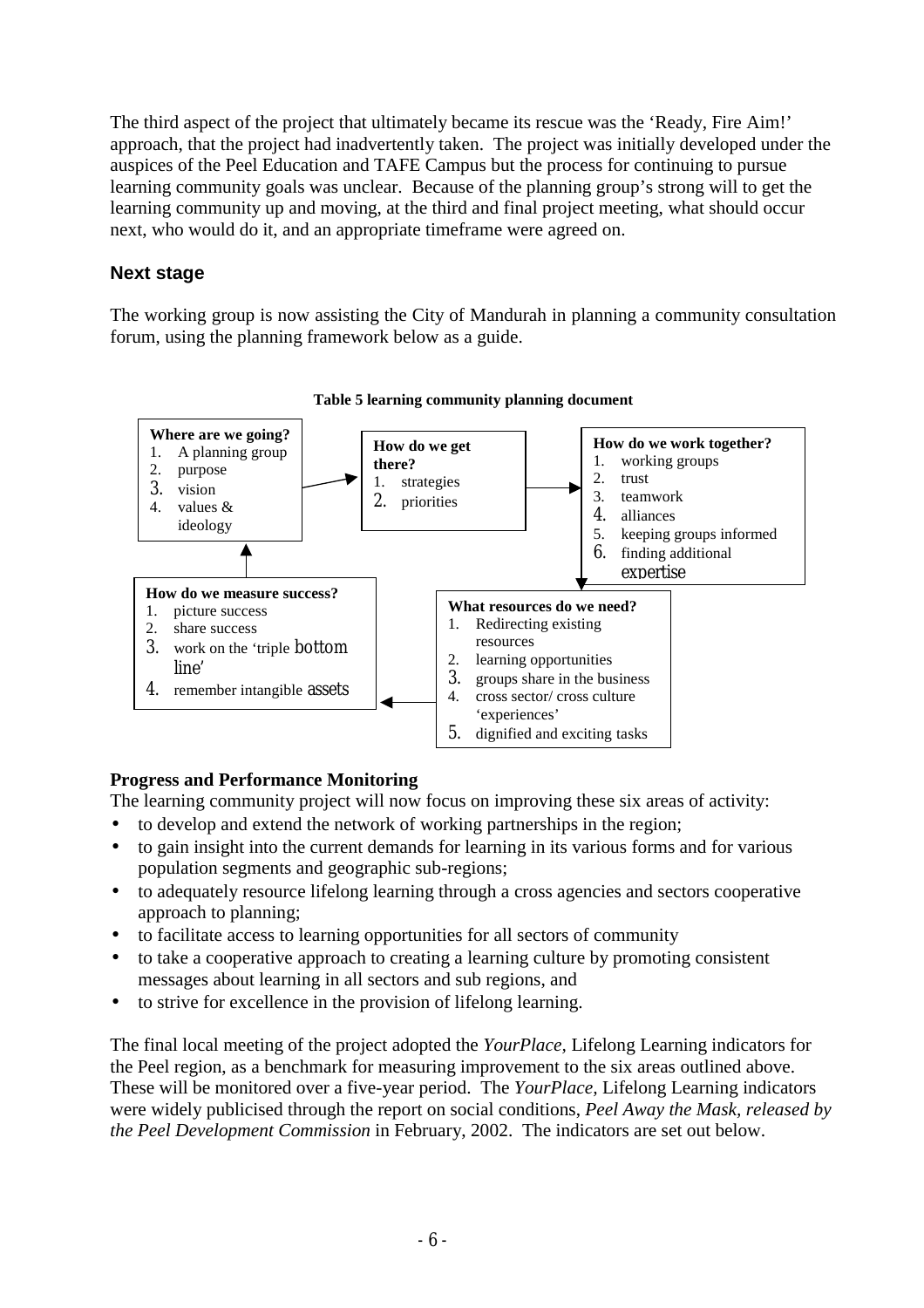The third aspect of the project that ultimately became its rescue was the 'Ready, Fire Aim!' approach, that the project had inadvertently taken. The project was initially developed under the auspices of the Peel Education and TAFE Campus but the process for continuing to pursue learning community goals was unclear. Because of the planning group's strong will to get the learning community up and moving, at the third and final project meeting, what should occur next, who would do it, and an appropriate timeframe were agreed on.

## Next stage

The working group is now assisting the City of Mandurah in planning a community consultation forum, using the planning framework below as a guide.

**Table 5 learning community planning document**

**Where are we going?**
1. A planning group
2. purpose
3. vision
4. values & ideology

→

**How do we get there?**
1. strategies
2. priorities

→

**How do we work together?**
1. working groups
2. trust
3. teamwork
4. alliances
5. keeping groups informed
6. finding additional expertise

↓

**What resources do we need?**
1. Redirecting existing resources
2. learning opportunities
3. groups share in the business
4. cross sector/ cross culture 'experiences'
5. dignified and exciting tasks

←

**How do we measure success?**
1. picture success
2. share success
3. work on the 'triple bottom line'
4. remember intangible assets

↑ (returns to "Where are we going?")

### Progress and Performance Monitoring

The learning community project will now focus on improving these six areas of activity:

- to develop and extend the network of working partnerships in the region;
- to gain insight into the current demands for learning in its various forms and for various population segments and geographic sub-regions;
- to adequately resource lifelong learning through a cross agencies and sectors cooperative approach to planning;
- to facilitate access to learning opportunities for all sectors of community
- to take a cooperative approach to creating a learning culture by promoting consistent messages about learning in all sectors and sub regions, and
- to strive for excellence in the provision of lifelong learning.

The final local meeting of the project adopted the *YourPlace,* Lifelong Learning indicators for the Peel region, as a benchmark for measuring improvement to the six areas outlined above. These will be monitored over a five-year period. The *YourPlace,* Lifelong Learning indicators were widely publicised through the report on social conditions, *Peel Away the Mask, released by the Peel Development Commission* in February, 2002. The indicators are set out below.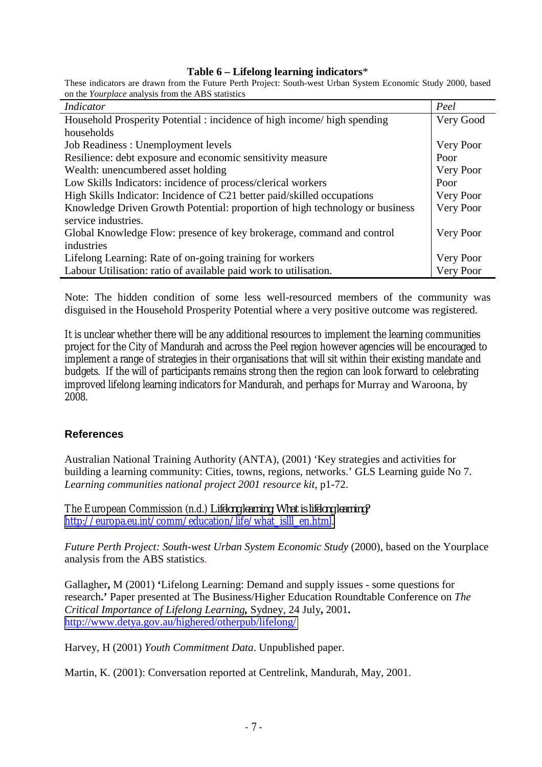**Table 6 – Lifelong learning indicators***

These indicators are drawn from the Future Perth Project: South-west Urban System Economic Study 2000, based on the *Yourplace* analysis from the ABS statistics

| *Indicator* | *Peel* |
|---|---|
| Household Prosperity Potential : incidence of high income/ high spending households | Very Good |
| Job Readiness : Unemployment levels | Very Poor |
| Resilience: debt exposure and economic sensitivity measure | Poor |
| Wealth: unencumbered asset holding | Very Poor |
| Low Skills Indicators: incidence of process/clerical workers | Poor |
| High Skills Indicator: Incidence of C21 better paid/skilled occupations | Very Poor |
| Knowledge Driven Growth Potential: proportion of high technology or business service industries. | Very Poor |
| Global Knowledge Flow: presence of key brokerage, command and control industries | Very Poor |
| Lifelong Learning: Rate of on-going training for workers | Very Poor |
| Labour Utilisation: ratio of available paid work to utilisation. | Very Poor |

Note: The hidden condition of some less well-resourced members of the community was disguised in the Household Prosperity Potential where a very positive outcome was registered.

It is unclear whether there will be any additional resources to implement the learning communities project for the City of Mandurah and across the Peel region however agencies will be encouraged to implement a range of strategies in their organisations that will sit within their existing mandate and budgets. If the will of participants remains strong then the region can look forward to celebrating improved lifelong learning indicators for Mandurah, and perhaps for Murray and Waroona, by 2008.

## References

Australian National Training Authority (ANTA), (2001) 'Key strategies and activities for building a learning community: Cities, towns, regions, networks.' GLS Learning guide No 7. *Learning communities national project 2001 resource kit*, p1-72.

The European Commission (n.d.) *Lifelong learning: What is lifelong learning?* http://europa.eu.int/comm/education/life/what_islll_en.html.

*Future Perth Project: South-west Urban System Economic Study* (2000), based on the Yourplace analysis from the ABS statistics.

Gallagher**,** M (2001) **'**Lifelong Learning: Demand and supply issues - some questions for research**.'** Paper presented at The Business/Higher Education Roundtable Conference on *The Critical Importance of Lifelong Learning***,** Sydney, 24 July**,** 2001**.** http://www.detya.gov.au/highered/otherpub/lifelong/

Harvey, H (2001) *Youth Commitment Data*. Unpublished paper.

Martin, K. (2001): Conversation reported at Centrelink, Mandurah, May, 2001.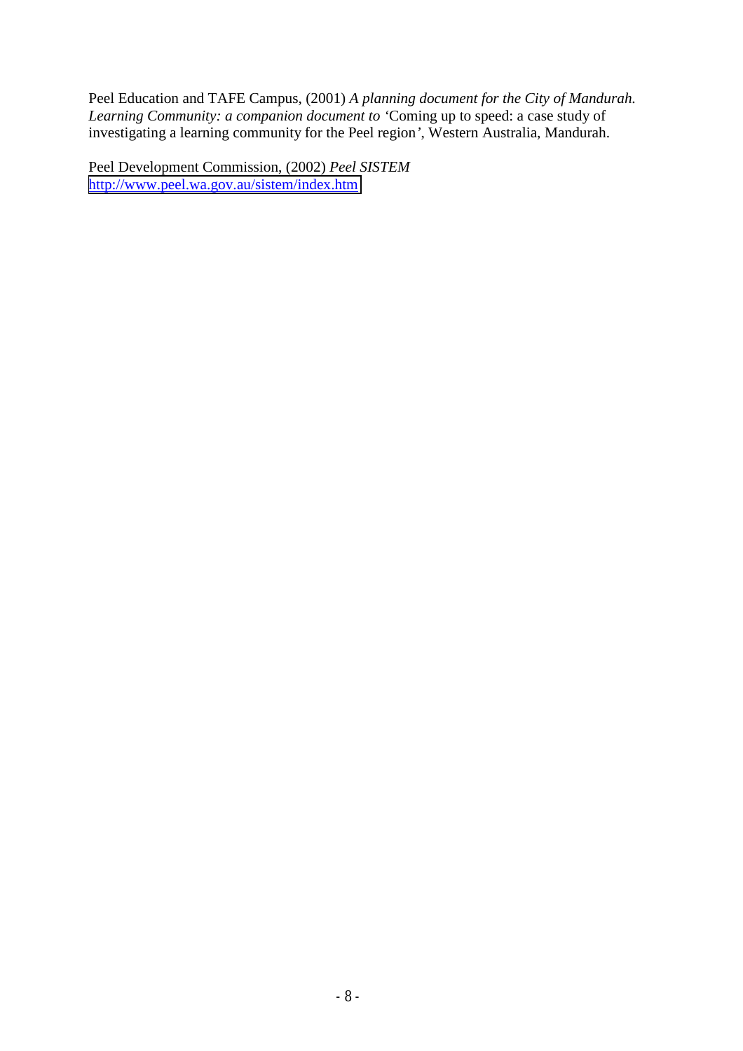Peel Education and TAFE Campus, (2001) *A planning document for the City of Mandurah. Learning Community: a companion document to* 'Coming up to speed: a case study of investigating a learning community for the Peel region', Western Australia, Mandurah.

Peel Development Commission, (2002) *Peel SISTEM* http://www.peel.wa.gov.au/sistem/index.htm